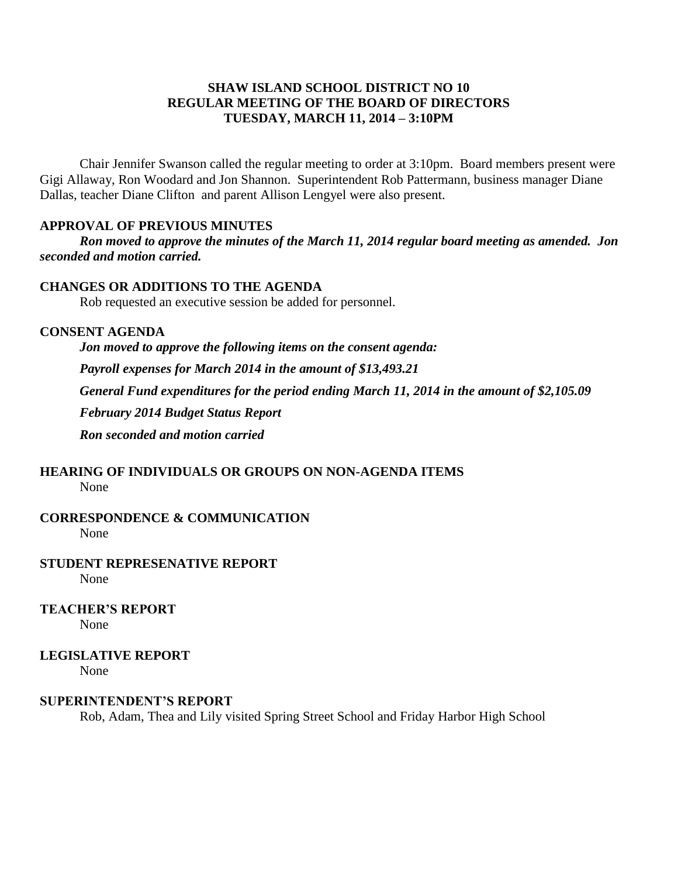**SHAW ISLAND SCHOOL DISTRICT NO 10**
**REGULAR MEETING OF THE BOARD OF DIRECTORS**
**TUESDAY, MARCH 11, 2014 – 3:10PM**

Chair Jennifer Swanson called the regular meeting to order at 3:10pm. Board members present were Gigi Allaway, Ron Woodard and Jon Shannon. Superintendent Rob Pattermann, business manager Diane Dallas, teacher Diane Clifton and parent Allison Lengyel were also present.

**APPROVAL OF PREVIOUS MINUTES**

***Ron moved to approve the minutes of the March 11, 2014 regular board meeting as amended. Jon seconded and motion carried.***

**CHANGES OR ADDITIONS TO THE AGENDA**

Rob requested an executive session be added for personnel.

**CONSENT AGENDA**

***Jon moved to approve the following items on the consent agenda:***

***Payroll expenses for March 2014 in the amount of $13,493.21***

***General Fund expenditures for the period ending March 11, 2014 in the amount of $2,105.09***

***February 2014 Budget Status Report***

***Ron seconded and motion carried***

**HEARING OF INDIVIDUALS OR GROUPS ON NON-AGENDA ITEMS**

None

**CORRESPONDENCE & COMMUNICATION**

None

**STUDENT REPRESENATIVE REPORT**

None

**TEACHER'S REPORT**

None

**LEGISLATIVE REPORT**

None

**SUPERINTENDENT'S REPORT**

Rob, Adam, Thea and Lily visited Spring Street School and Friday Harbor High School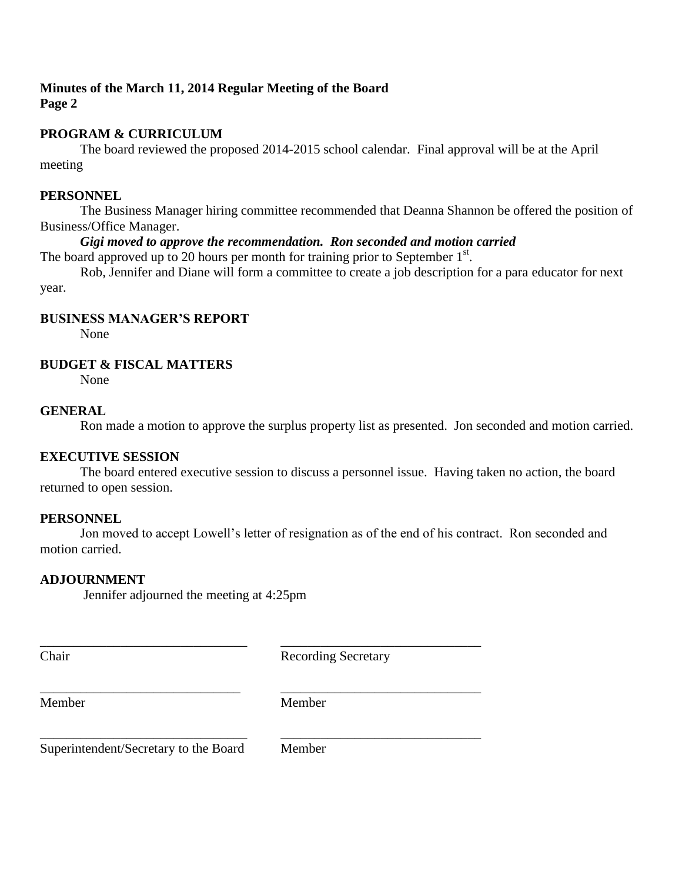**Minutes of the March 11, 2014 Regular Meeting of the Board**
**Page 2**

**PROGRAM & CURRICULUM**

The board reviewed the proposed 2014-2015 school calendar. Final approval will be at the April meeting

**PERSONNEL**

The Business Manager hiring committee recommended that Deanna Shannon be offered the position of Business/Office Manager.

***Gigi moved to approve the recommendation. Ron seconded and motion carried***

The board approved up to 20 hours per month for training prior to September 1st.

Rob, Jennifer and Diane will form a committee to create a job description for a para educator for next year.

**BUSINESS MANAGER'S REPORT**

None

**BUDGET & FISCAL MATTERS**

None

**GENERAL**

Ron made a motion to approve the surplus property list as presented. Jon seconded and motion carried.

**EXECUTIVE SESSION**

The board entered executive session to discuss a personnel issue. Having taken no action, the board returned to open session.

**PERSONNEL**

Jon moved to accept Lowell's letter of resignation as of the end of his contract. Ron seconded and motion carried.

**ADJOURNMENT**

Jennifer adjourned the meeting at 4:25pm

| | |
|---|---|
| _______________________________ | _______________________________ |
| Chair | Recording Secretary |
| _______________________________ | _______________________________ |
| Member | Member |
| _______________________________ | _______________________________ |
| Superintendent/Secretary to the Board | Member |